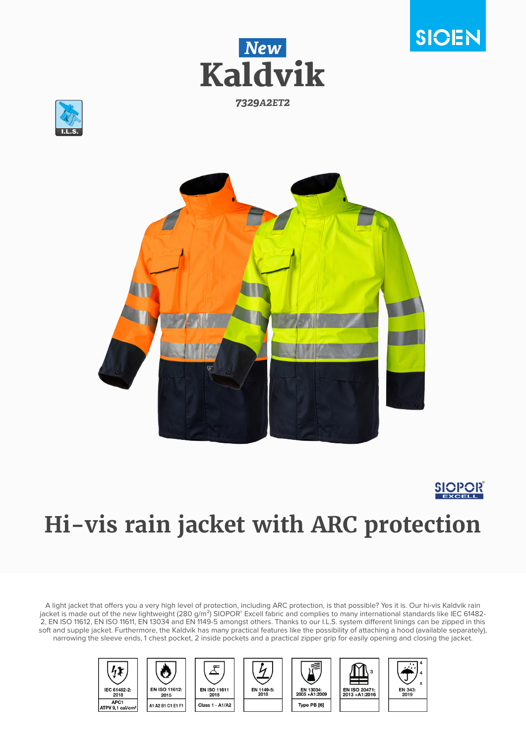SIOEN

New

# Kaldvik

*7329A2ET2*

I.L.S.

SIOPOR® EXCELL

# Hi-vis rain jacket with ARC protection

A light jacket that offers you a very high level of protection, including ARC protection, is that possible? Yes it is. Our hi-vis Kaldvik rain jacket is made out of the new lightweight (280 g/m²) SIOPOR® Excell fabric and complies to many international standards like IEC 61482-2, EN ISO 11612, EN ISO 11611, EN 13034 and EN 1149-5 amongst others. Thanks to our I.L.S. system different linings can be zipped in this soft and supple jacket. Furthermore, the Kaldvik has many practical features like the possibility of attaching a hood (available separately), narrowing the sleeve ends, 1 chest pocket, 2 inside pockets and a practical zipper grip for easily opening and closing the jacket.

| IEC 61482-2: 2018 | EN ISO 11612: 2015 | EN ISO 11611 2015 | EN 1149-5: 2018 | EN 13034: 2005 +A1:2009 | EN ISO 20471: 2013 +A1:2016 | EN 343: 2019 |
|---|---|---|---|---|---|---|
| APC1 ATPV 9,1 cal/cm² | A1 A2 B1 C1 E1 F1 | Class 1 - A1/A2 | | Type PB [6] | 3 | 4 4 x |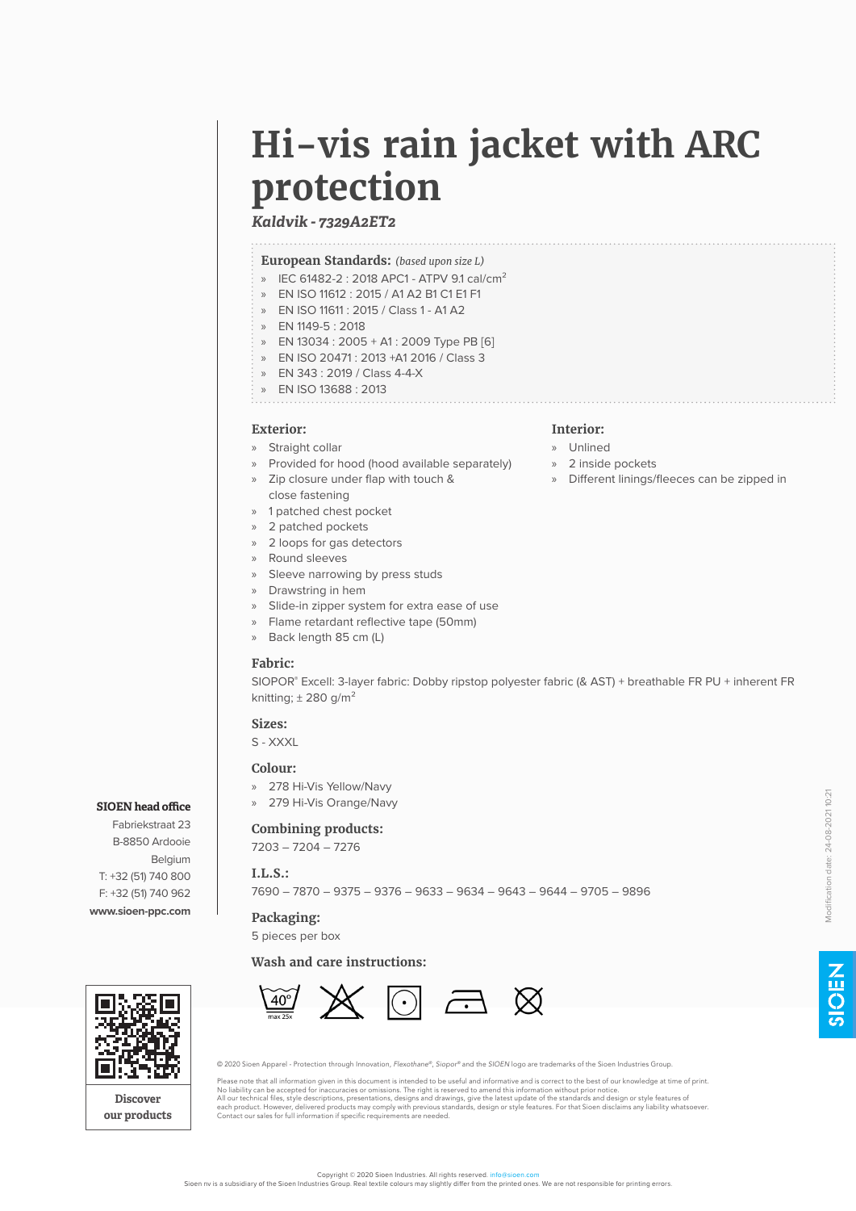# Hi-vis rain jacket with ARC protection

*Kaldvik - 7329A2ET2*

**European Standards:** *(based upon size L)*

- IEC 61482-2 : 2018 APC1 - ATPV 9.1 cal/cm$^2$
- EN ISO 11612 : 2015 / A1 A2 B1 C1 E1 F1
- EN ISO 11611 : 2015 / Class 1 - A1 A2
- EN 1149-5 : 2018
- EN 13034 : 2005 + A1 : 2009 Type PB [6]
- EN ISO 20471 : 2013 +A1 2016 / Class 3
- EN 343 : 2019 / Class 4-4-X
- EN ISO 13688 : 2013

### Exterior:

- Straight collar
- Provided for hood (hood available separately)
- Zip closure under flap with touch & close fastening
- 1 patched chest pocket
- 2 patched pockets
- 2 loops for gas detectors
- Round sleeves
- Sleeve narrowing by press studs
- Drawstring in hem
- Slide-in zipper system for extra ease of use
- Flame retardant reflective tape (50mm)
- Back length 85 cm (L)

### Interior:

- Unlined
- 2 inside pockets
- Different linings/fleeces can be zipped in

### Fabric:

SIOPOR® Excell: 3-layer fabric: Dobby ripstop polyester fabric (& AST) + breathable FR PU + inherent FR knitting; ± 280 g/m$^2$

### Sizes:

S - XXXL

### Colour:

- 278 Hi-Vis Yellow/Navy
- 279 Hi-Vis Orange/Navy

### Combining products:

7203 – 7204 – 7276

### I.L.S.:

7690 – 7870 – 9375 – 9376 – 9633 – 9634 – 9643 – 9644 – 9705 – 9896

### Packaging:

5 pieces per box

### Wash and care instructions:

40° max 25x

**SIOEN head office**
Fabriekstraat 23
B-8850 Ardooie
Belgium
T: +32 (51) 740 800
F: +32 (51) 740 962
www.sioen-ppc.com

Discover our products

Modification date: 24-08-2021 10:21

© 2020 Sioen Apparel - Protection through Innovation, *Flexothane®*, *Siopor®* and the *SIOEN* logo are trademarks of the Sioen Industries Group.

Please note that all information given in this document is intended to be useful and informative and is correct to the best of our knowledge at time of print. No liability can be accepted for inaccuracies or omissions. The right is reserved to amend this information without prior notice. All our technical files, style descriptions, presentations, designs and drawings, give the latest update of the standards and design or style features of each product. However, delivered products may comply with previous standards, design or style features. For that Sioen disclaims any liability whatsoever. Contact our sales for full information if specific requirements are needed.

Copyright © 2020 Sioen Industries. All rights reserved. info@sioen.com
Sioen nv is a subsidiary of the Sioen Industries Group. Real textile colours may slightly differ from the printed ones. We are not responsible for printing errors.